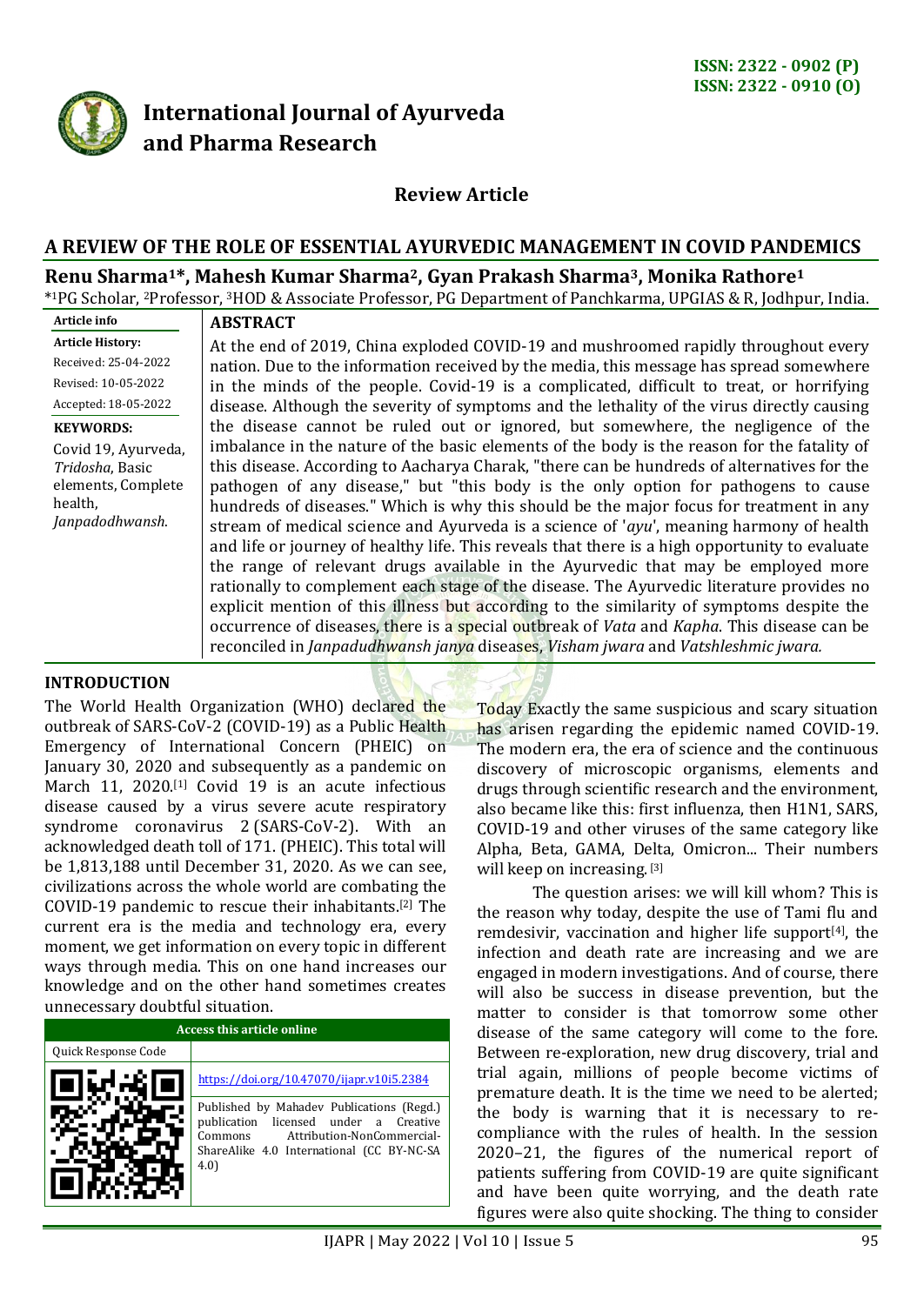ISSN: 2322 - 0902 (P)
ISSN: 2322 - 0910 (O)

**International Journal of Ayurveda and Pharma Research**

**Review Article**

# A REVIEW OF THE ROLE OF ESSENTIAL AYURVEDIC MANAGEMENT IN COVID PANDEMICS

**Renu Sharma[1*], Mahesh Kumar Sharma[2], Gyan Prakash Sharma[3], Monika Rathore[1]**

*[1]PG Scholar, [2]Professor, [3]HOD & Associate Professor, PG Department of Panchkarma, UPGIAS & R, Jodhpur, India.

**Article info**

**Article History:**

Received: 25-04-2022

Revised: 10-05-2022

Accepted: 18-05-2022

**KEYWORDS:**

Covid 19, Ayurveda, *Tridosha*, Basic elements, Complete health, *Janpadodhwansh*.

## ABSTRACT

At the end of 2019, China exploded COVID-19 and mushroomed rapidly throughout every nation. Due to the information received by the media, this message has spread somewhere in the minds of the people. Covid-19 is a complicated, difficult to treat, or horrifying disease. Although the severity of symptoms and the lethality of the virus directly causing the disease cannot be ruled out or ignored, but somewhere, the negligence of the imbalance in the nature of the basic elements of the body is the reason for the fatality of this disease. According to Aacharya Charak, "there can be hundreds of alternatives for the pathogen of any disease," but "this body is the only option for pathogens to cause hundreds of diseases." Which is why this should be the major focus for treatment in any stream of medical science and Ayurveda is a science of '*ayu*', meaning harmony of health and life or journey of healthy life. This reveals that there is a high opportunity to evaluate the range of relevant drugs available in the Ayurvedic that may be employed more rationally to complement each stage of the disease. The Ayurvedic literature provides no explicit mention of this illness but according to the similarity of symptoms despite the occurrence of diseases, there is a special outbreak of *Vata* and *Kapha*. This disease can be reconciled in *Janpadudhwansh janya* diseases, *Visham jwara* and *Vatshleshmic jwara.*

## INTRODUCTION

The World Health Organization (WHO) declared the outbreak of SARS-CoV-2 (COVID-19) as a Public Health Emergency of International Concern (PHEIC) on January 30, 2020 and subsequently as a pandemic on March 11, 2020.[1] Covid 19 is an acute infectious disease caused by a virus severe acute respiratory syndrome coronavirus 2 (SARS-CoV-2). With an acknowledged death toll of 171. (PHEIC). This total will be 1,813,188 until December 31, 2020. As we can see, civilizations across the whole world are combating the COVID-19 pandemic to rescue their inhabitants.[2] The current era is the media and technology era, every moment, we get information on every topic in different ways through media. This on one hand increases our knowledge and on the other hand sometimes creates unnecessary doubtful situation.

| Access this article online | |
|---|---|
| Quick Response Code | |
| | https://doi.org/10.47070/ijapr.v10i5.2384 |
| | Published by Mahadev Publications (Regd.) publication licensed under a Creative Commons Attribution-NonCommercial-ShareAlike 4.0 International (CC BY-NC-SA 4.0) |

Today Exactly the same suspicious and scary situation has arisen regarding the epidemic named COVID-19. The modern era, the era of science and the continuous discovery of microscopic organisms, elements and drugs through scientific research and the environment, also became like this: first influenza, then H1N1, SARS, COVID-19 and other viruses of the same category like Alpha, Beta, GAMA, Delta, Omicron... Their numbers will keep on increasing.[3]

The question arises: we will kill whom? This is the reason why today, despite the use of Tami flu and remdesivir, vaccination and higher life support[4], the infection and death rate are increasing and we are engaged in modern investigations. And of course, there will also be success in disease prevention, but the matter to consider is that tomorrow some other disease of the same category will come to the fore. Between re-exploration, new drug discovery, trial and trial again, millions of people become victims of premature death. It is the time we need to be alerted; the body is warning that it is necessary to re-compliance with the rules of health. In the session 2020–21, the figures of the numerical report of patients suffering from COVID-19 are quite significant and have been quite worrying, and the death rate figures were also quite shocking. The thing to consider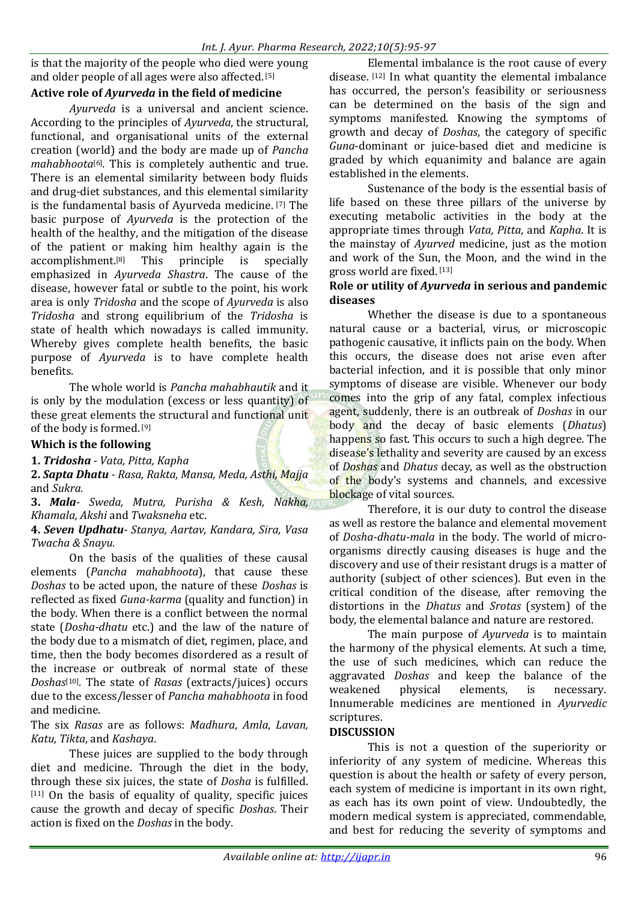is that the majority of the people who died were young and older people of all ages were also affected.[5]

### Active role of *Ayurveda* in the field of medicine

*Ayurveda* is a universal and ancient science. According to the principles of *Ayurveda*, the structural, functional, and organisational units of the external creation (world) and the body are made up of *Pancha mahabhoota*[6]. This is completely authentic and true. There is an elemental similarity between body fluids and drug-diet substances, and this elemental similarity is the fundamental basis of Ayurveda medicine. [7] The basic purpose of *Ayurveda* is the protection of the health of the healthy, and the mitigation of the disease of the patient or making him healthy again is the accomplishment.[8] This principle is specially emphasized in *Ayurveda Shastra*. The cause of the disease, however fatal or subtle to the point, his work area is only *Tridosha* and the scope of *Ayurveda* is also *Tridosha* and strong equilibrium of the *Tridosha* is state of health which nowadays is called immunity. Whereby gives complete health benefits, the basic purpose of *Ayurveda* is to have complete health benefits.

The whole world is *Pancha mahabhautik* and it is only by the modulation (excess or less quantity) of these great elements the structural and functional unit of the body is formed. [9]

### Which is the following

**1.** ***Tridosha*** - *Vata, Pitta, Kapha*

**2.** ***Sapta Dhatu*** - *Rasa, Rakta, Mansa, Meda, Asthi, Majja* and *Sukra.*

**3.** ***Mala***- *Sweda, Mutra, Purisha & Kesh, Nakha, Khamala, Akshi* and *Twaksneha* etc.

**4.** ***Seven Updhatu***- *Stanya, Aartav, Kandara, Sira, Vasa Twacha & Snayu.*

On the basis of the qualities of these causal elements (*Pancha mahabhoota*), that cause these *Doshas* to be acted upon, the nature of these *Doshas* is reflected as fixed *Guna-karma* (quality and function) in the body. When there is a conflict between the normal state (*Dosha-dhatu* etc.) and the law of the nature of the body due to a mismatch of diet, regimen, place, and time, then the body becomes disordered as a result of the increase or outbreak of normal state of these *Doshas*[10]. The state of *Rasas* (extracts/juices) occurs due to the excess/lesser of *Pancha mahabhoota* in food and medicine.

The six *Rasas* are as follows: *Madhura*, *Amla, Lavan, Katu, Tikta*, and *Kashaya*.

These juices are supplied to the body through diet and medicine. Through the diet in the body, through these six juices, the state of *Dosha* is fulfilled. [11] On the basis of equality of quality, specific juices cause the growth and decay of specific *Doshas*. Their action is fixed on the *Doshas* in the body.

Elemental imbalance is the root cause of every disease. [12] In what quantity the elemental imbalance has occurred, the person's feasibility or seriousness can be determined on the basis of the sign and symptoms manifested. Knowing the symptoms of growth and decay of *Doshas*, the category of specific *Guna*-dominant or juice-based diet and medicine is graded by which equanimity and balance are again established in the elements.

Sustenance of the body is the essential basis of life based on these three pillars of the universe by executing metabolic activities in the body at the appropriate times through *Vata, Pitta*, and *Kapha*. It is the mainstay of *Ayurved* medicine, just as the motion and work of the Sun, the Moon, and the wind in the gross world are fixed. [13]

### Role or utility of *Ayurveda* in serious and pandemic diseases

Whether the disease is due to a spontaneous natural cause or a bacterial, virus, or microscopic pathogenic causative, it inflicts pain on the body. When this occurs, the disease does not arise even after bacterial infection, and it is possible that only minor symptoms of disease are visible. Whenever our body comes into the grip of any fatal, complex infectious agent, suddenly, there is an outbreak of *Doshas* in our body and the decay of basic elements (*Dhatus*) happens so fast. This occurs to such a high degree. The disease's lethality and severity are caused by an excess of *Doshas* and *Dhatus* decay, as well as the obstruction of the body's systems and channels, and excessive blockage of vital sources.

Therefore, it is our duty to control the disease as well as restore the balance and elemental movement of *Dosha-dhatu-mala* in the body. The world of micro-organisms directly causing diseases is huge and the discovery and use of their resistant drugs is a matter of authority (subject of other sciences). But even in the critical condition of the disease, after removing the distortions in the *Dhatus* and *Srotas* (system) of the body, the elemental balance and nature are restored.

The main purpose of *Ayurveda* is to maintain the harmony of the physical elements. At such a time, the use of such medicines, which can reduce the aggravated *Doshas* and keep the balance of the weakened physical elements, is necessary. Innumerable medicines are mentioned in *Ayurvedic* scriptures.

## DISCUSSION

This is not a question of the superiority or inferiority of any system of medicine. Whereas this question is about the health or safety of every person, each system of medicine is important in its own right, as each has its own point of view. Undoubtedly, the modern medical system is appreciated, commendable, and best for reducing the severity of symptoms and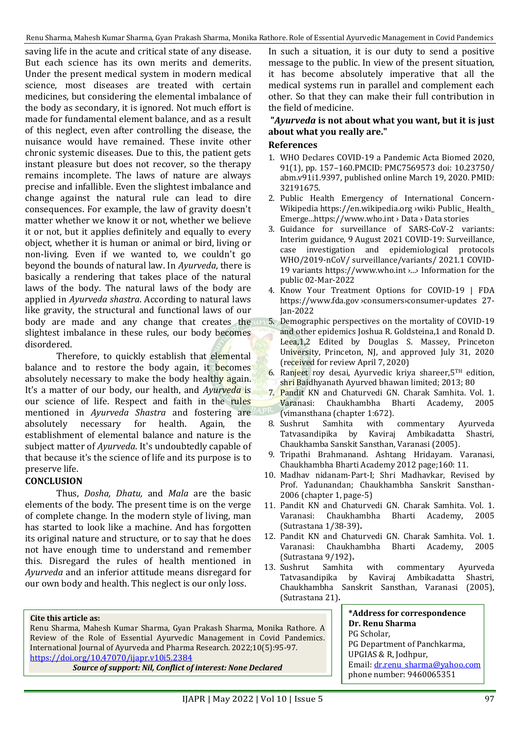saving life in the acute and critical state of any disease. But each science has its own merits and demerits. Under the present medical system in modern medical science, most diseases are treated with certain medicines, but considering the elemental imbalance of the body as secondary, it is ignored. Not much effort is made for fundamental element balance, and as a result of this neglect, even after controlling the disease, the nuisance would have remained. These invite other chronic systemic diseases. Due to this, the patient gets instant pleasure but does not recover, so the therapy remains incomplete. The laws of nature are always precise and infallible. Even the slightest imbalance and change against the natural rule can lead to dire consequences. For example, the law of gravity doesn't matter whether we know it or not, whether we believe it or not, but it applies definitely and equally to every object, whether it is human or animal or bird, living or non-living. Even if we wanted to, we couldn't go beyond the bounds of natural law. In *Ayurveda*, there is basically a rendering that takes place of the natural laws of the body. The natural laws of the body are applied in *Ayurveda shastra*. According to natural laws like gravity, the structural and functional laws of our body are made and any change that creates the slightest imbalance in these rules, our body becomes disordered.

Therefore, to quickly establish that elemental balance and to restore the body again, it becomes absolutely necessary to make the body healthy again. It's a matter of our body, our health, and *Ayurveda* is our science of life. Respect and faith in the rules mentioned in *Ayurveda Shastra* and fostering are absolutely necessary for health. Again, the establishment of elemental balance and nature is the subject matter of *Ayurveda*. It's undoubtedly capable of that because it's the science of life and its purpose is to preserve life.

## CONCLUSION

Thus, *Dosha, Dhatu,* and *Mala* are the basic elements of the body. The present time is on the verge of complete change. In the modern style of living, man has started to look like a machine. And has forgotten its original nature and structure, or to say that he does not have enough time to understand and remember this. Disregard the rules of health mentioned in *Ayurveda* and an inferior attitude means disregard for our own body and health. This neglect is our only loss.

In such a situation, it is our duty to send a positive message to the public. In view of the present situation, it has become absolutely imperative that all the medical systems run in parallel and complement each other. So that they can make their full contribution in the field of medicine.

**"*Ayurveda* is not about what you want, but it is just about what you really are."**

## References

1. WHO Declares COVID-19 a Pandemic Acta Biomed 2020, 91(1), pp. 157–160.PMCID: PMC7569573 doi: 10.23750/abm.v91i1.9397, published online March 19, 2020. PMID: 32191675.
2. Public Health Emergency of International Concern-Wikipedia https://en.wikipedia.org ›wiki› Public_ Health_ Emerge...https://www.who.int › Data › Data stories
3. Guidance for surveillance of SARS-CoV-2 variants: Interim guidance, 9 August 2021 COVID-19: Surveillance, case investigation and epidemiological protocols WHO/2019-nCoV/ surveillance/variants/ 2021.1 COVID-19 variants https://www.who.int ›...› Information for the public 02-Mar-2022
4. Know Your Treatment Options for COVID-19 | FDA https://www.fda.gov ›consumers›consumer-updates 27-Jan-2022
5. Demographic perspectives on the mortality of COVID-19 and other epidemics Joshua R. Goldsteina,1 and Ronald D. Leea,1,2 Edited by Douglas S. Massey, Princeton University, Princeton, NJ, and approved July 31, 2020 (received for review April 7, 2020)
6. Ranjeet roy desai, Ayurvedic kriya shareer,5TH edition, shri Baidhyanath Ayurved bhawan limited; 2013; 80
7. Pandit KN and Chaturvedi GN. Charak Samhita. Vol. 1. Varanasi: Chaukhambha Bharti Academy, 2005 (vimansthana (chapter 1:672).
8. Sushrut Samhita with commentary Ayurveda Tatvasandipika by Kaviraj Ambikadatta Shastri, Chaukhamba Sanskit Sansthan, Varanasi (2005).
9. Tripathi Brahmanand. Ashtang Hridayam. Varanasi, Chaukhambha Bharti Academy 2012 page;160: 11.
10. Madhav nidanam-Part-I; Shri Madhavkar, Revised by Prof. Yadunandan; Chaukhambha Sanskrit Sansthan-2006 (chapter 1, page-5)
11. Pandit KN and Chaturvedi GN. Charak Samhita. Vol. 1. Varanasi: Chaukhambha Bharti Academy, 2005 (Sutrastana 1/38-39).
12. Pandit KN and Chaturvedi GN. Charak Samhita. Vol. 1. Varanasi: Chaukhambha Bharti Academy, 2005 (Sutrastana 9/192).
13. Sushrut Samhita with commentary Ayurveda Tatvasandipika by Kaviraj Ambikadatta Shastri, Chaukhambha Sanskrit Sansthan, Varanasi (2005), (Sutrastana 21).

**Cite this article as:**
Renu Sharma, Mahesh Kumar Sharma, Gyan Prakash Sharma, Monika Rathore. A Review of the Role of Essential Ayurvedic Management in Covid Pandemics. International Journal of Ayurveda and Pharma Research. 2022;10(5):95-97.
https://doi.org/10.47070/ijapr.v10i5.2384
***Source of support: Nil, Conflict of interest: None Declared***

**\*Address for correspondence**
**Dr. Renu Sharma**
PG Scholar,
PG Department of Panchkarma,
UPGIAS & R, Jodhpur,
Email: dr.renu_sharma@yahoo.com
phone number: 9460065351